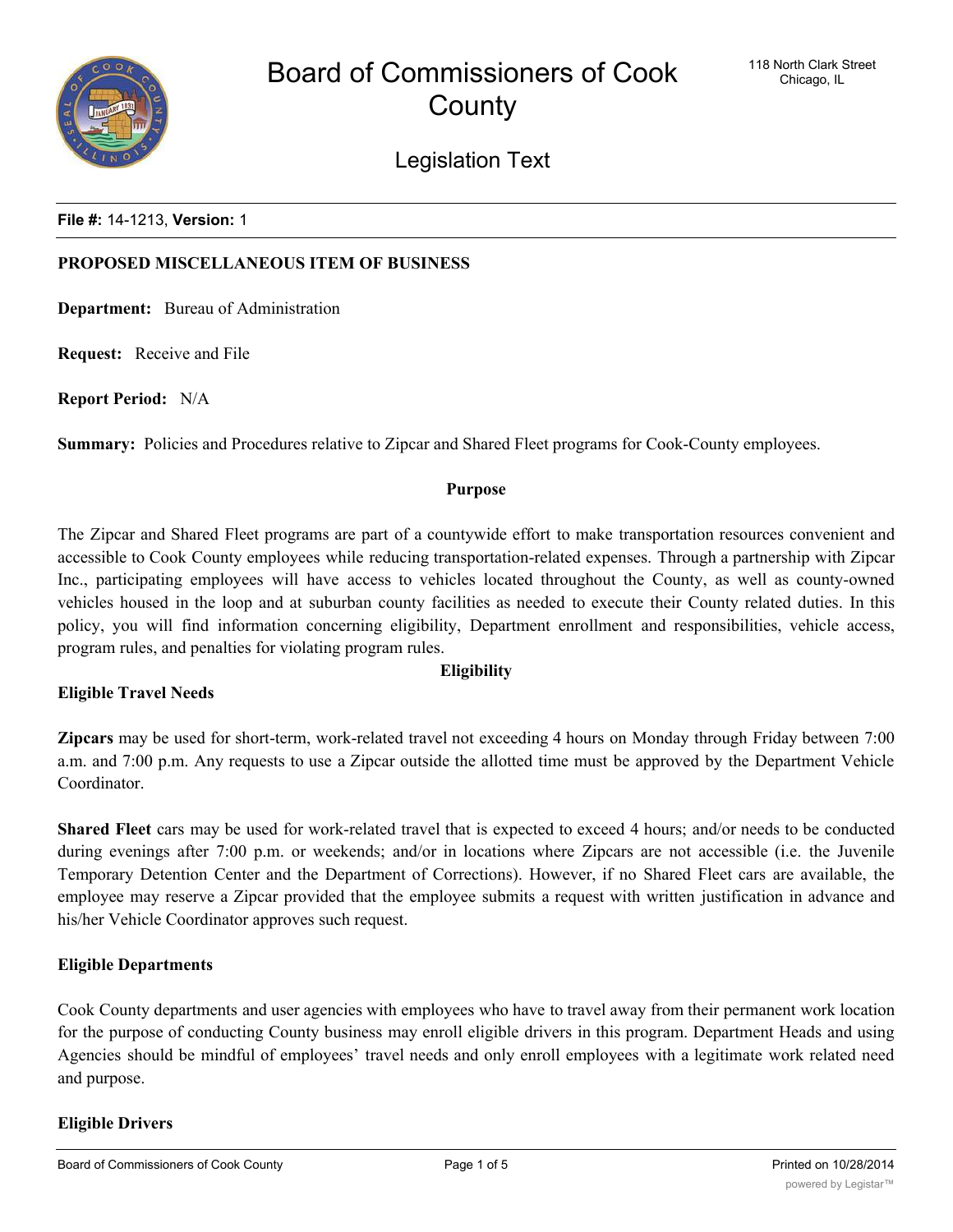# Board of Commissioners of Cook County

118 North Clark Street
Chicago, IL

## Legislation Text

**File #:** 14-1213, **Version:** 1

**PROPOSED MISCELLANEOUS ITEM OF BUSINESS**

**Department:** Bureau of Administration

**Request:** Receive and File

**Report Period:** N/A

**Summary:** Policies and Procedures relative to Zipcar and Shared Fleet programs for Cook-County employees.

**Purpose**

The Zipcar and Shared Fleet programs are part of a countywide effort to make transportation resources convenient and accessible to Cook County employees while reducing transportation-related expenses. Through a partnership with Zipcar Inc., participating employees will have access to vehicles located throughout the County, as well as county-owned vehicles housed in the loop and at suburban county facilities as needed to execute their County related duties. In this policy, you will find information concerning eligibility, Department enrollment and responsibilities, vehicle access, program rules, and penalties for violating program rules.

**Eligibility**

**Eligible Travel Needs**

**Zipcars** may be used for short-term, work-related travel not exceeding 4 hours on Monday through Friday between 7:00 a.m. and 7:00 p.m. Any requests to use a Zipcar outside the allotted time must be approved by the Department Vehicle Coordinator.

**Shared Fleet** cars may be used for work-related travel that is expected to exceed 4 hours; and/or needs to be conducted during evenings after 7:00 p.m. or weekends; and/or in locations where Zipcars are not accessible (i.e. the Juvenile Temporary Detention Center and the Department of Corrections). However, if no Shared Fleet cars are available, the employee may reserve a Zipcar provided that the employee submits a request with written justification in advance and his/her Vehicle Coordinator approves such request.

**Eligible Departments**

Cook County departments and user agencies with employees who have to travel away from their permanent work location for the purpose of conducting County business may enroll eligible drivers in this program. Department Heads and using Agencies should be mindful of employees' travel needs and only enroll employees with a legitimate work related need and purpose.

**Eligible Drivers**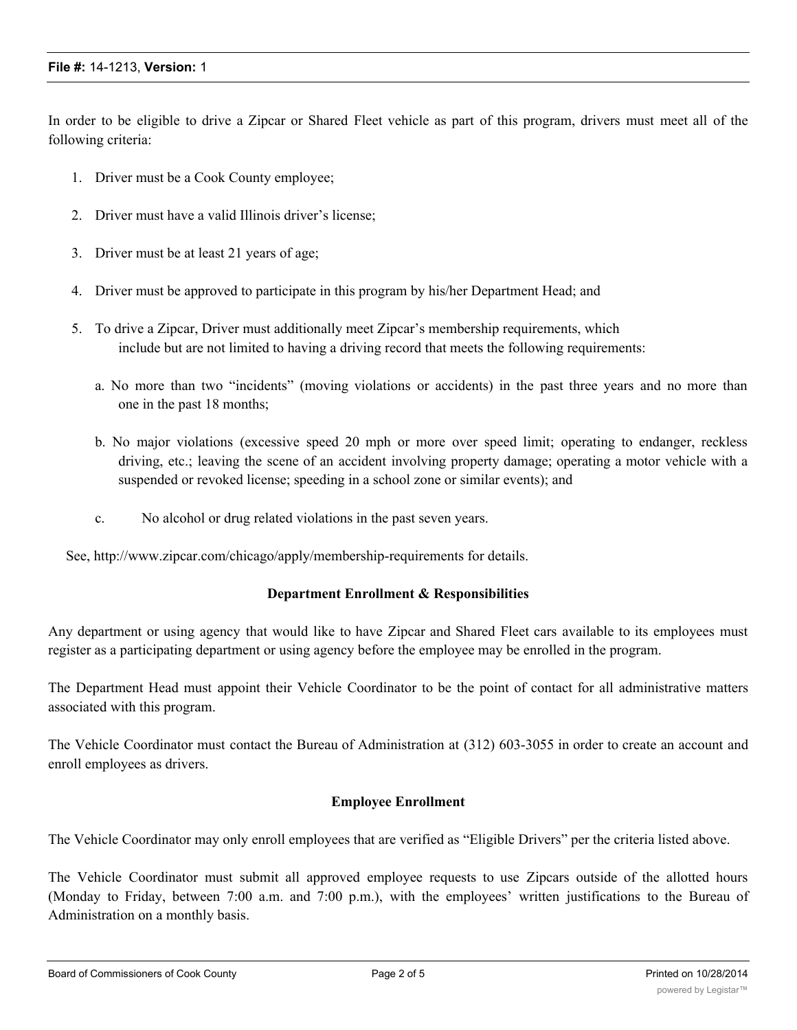In order to be eligible to drive a Zipcar or Shared Fleet vehicle as part of this program, drivers must meet all of the following criteria:

1. Driver must be a Cook County employee;
2. Driver must have a valid Illinois driver's license;
3. Driver must be at least 21 years of age;
4. Driver must be approved to participate in this program by his/her Department Head; and
5. To drive a Zipcar, Driver must additionally meet Zipcar's membership requirements, which include but are not limited to having a driving record that meets the following requirements:

   a. No more than two "incidents" (moving violations or accidents) in the past three years and no more than one in the past 18 months;

   b. No major violations (excessive speed 20 mph or more over speed limit; operating to endanger, reckless driving, etc.; leaving the scene of an accident involving property damage; operating a motor vehicle with a suspended or revoked license; speeding in a school zone or similar events); and

   c. No alcohol or drug related violations in the past seven years.

See, http://www.zipcar.com/chicago/apply/membership-requirements for details.

## Department Enrollment & Responsibilities

Any department or using agency that would like to have Zipcar and Shared Fleet cars available to its employees must register as a participating department or using agency before the employee may be enrolled in the program.

The Department Head must appoint their Vehicle Coordinator to be the point of contact for all administrative matters associated with this program.

The Vehicle Coordinator must contact the Bureau of Administration at (312) 603-3055 in order to create an account and enroll employees as drivers.

## Employee Enrollment

The Vehicle Coordinator may only enroll employees that are verified as "Eligible Drivers" per the criteria listed above.

The Vehicle Coordinator must submit all approved employee requests to use Zipcars outside of the allotted hours (Monday to Friday, between 7:00 a.m. and 7:00 p.m.), with the employees' written justifications to the Bureau of Administration on a monthly basis.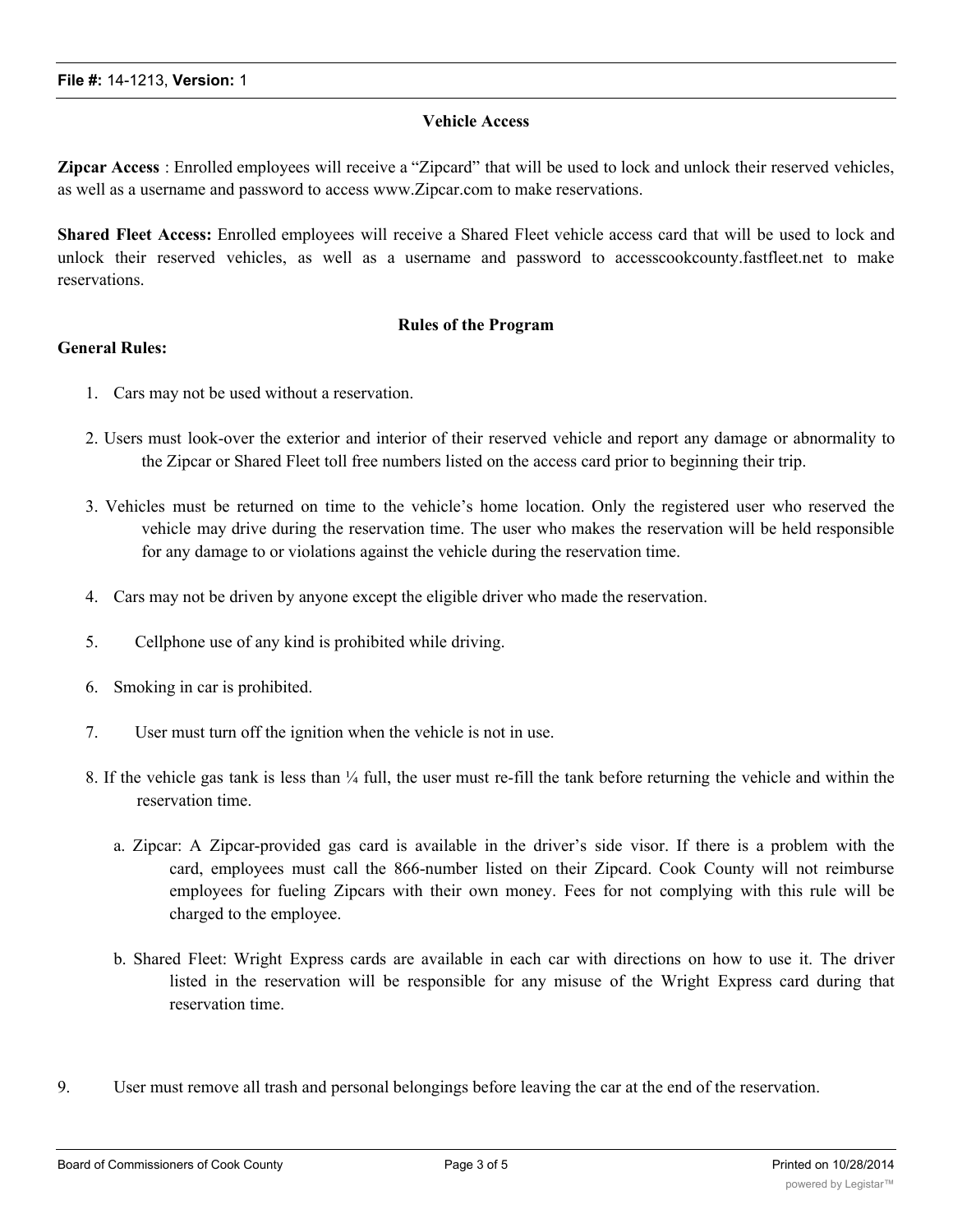## Vehicle Access

**Zipcar Access** : Enrolled employees will receive a "Zipcard" that will be used to lock and unlock their reserved vehicles, as well as a username and password to access www.Zipcar.com to make reservations.

**Shared Fleet Access:** Enrolled employees will receive a Shared Fleet vehicle access card that will be used to lock and unlock their reserved vehicles, as well as a username and password to accesscookcounty.fastfleet.net to make reservations.

## Rules of the Program

**General Rules:**

1. Cars may not be used without a reservation.

2. Users must look-over the exterior and interior of their reserved vehicle and report any damage or abnormality to the Zipcar or Shared Fleet toll free numbers listed on the access card prior to beginning their trip.

3. Vehicles must be returned on time to the vehicle's home location. Only the registered user who reserved the vehicle may drive during the reservation time. The user who makes the reservation will be held responsible for any damage to or violations against the vehicle during the reservation time.

4. Cars may not be driven by anyone except the eligible driver who made the reservation.

5. Cellphone use of any kind is prohibited while driving.

6. Smoking in car is prohibited.

7. User must turn off the ignition when the vehicle is not in use.

8. If the vehicle gas tank is less than ¼ full, the user must re-fill the tank before returning the vehicle and within the reservation time.

   a. Zipcar: A Zipcar-provided gas card is available in the driver's side visor. If there is a problem with the card, employees must call the 866-number listed on their Zipcard. Cook County will not reimburse employees for fueling Zipcars with their own money. Fees for not complying with this rule will be charged to the employee.

   b. Shared Fleet: Wright Express cards are available in each car with directions on how to use it. The driver listed in the reservation will be responsible for any misuse of the Wright Express card during that reservation time.

9. User must remove all trash and personal belongings before leaving the car at the end of the reservation.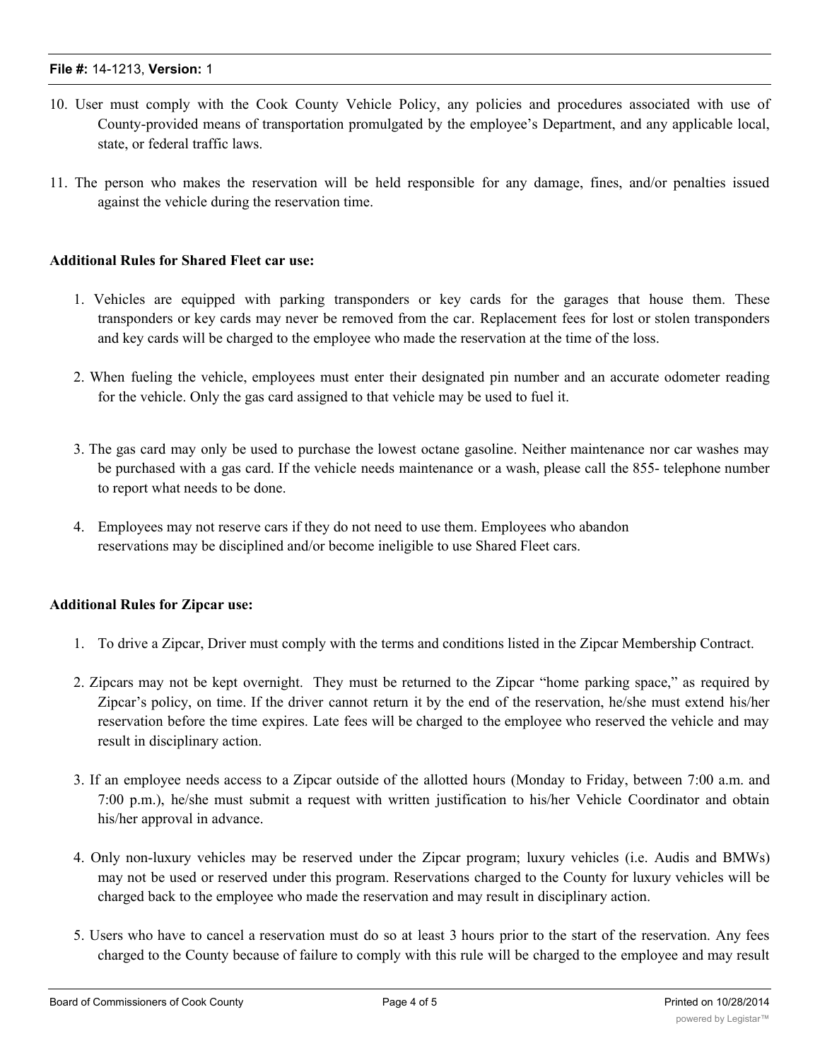10. User must comply with the Cook County Vehicle Policy, any policies and procedures associated with use of County-provided means of transportation promulgated by the employee's Department, and any applicable local, state, or federal traffic laws.

11. The person who makes the reservation will be held responsible for any damage, fines, and/or penalties issued against the vehicle during the reservation time.

**Additional Rules for Shared Fleet car use:**

1. Vehicles are equipped with parking transponders or key cards for the garages that house them. These transponders or key cards may never be removed from the car. Replacement fees for lost or stolen transponders and key cards will be charged to the employee who made the reservation at the time of the loss.

2. When fueling the vehicle, employees must enter their designated pin number and an accurate odometer reading for the vehicle. Only the gas card assigned to that vehicle may be used to fuel it.

3. The gas card may only be used to purchase the lowest octane gasoline. Neither maintenance nor car washes may be purchased with a gas card. If the vehicle needs maintenance or a wash, please call the 855- telephone number to report what needs to be done.

4. Employees may not reserve cars if they do not need to use them. Employees who abandon reservations may be disciplined and/or become ineligible to use Shared Fleet cars.

**Additional Rules for Zipcar use:**

1. To drive a Zipcar, Driver must comply with the terms and conditions listed in the Zipcar Membership Contract.

2. Zipcars may not be kept overnight. They must be returned to the Zipcar "home parking space," as required by Zipcar's policy, on time. If the driver cannot return it by the end of the reservation, he/she must extend his/her reservation before the time expires. Late fees will be charged to the employee who reserved the vehicle and may result in disciplinary action.

3. If an employee needs access to a Zipcar outside of the allotted hours (Monday to Friday, between 7:00 a.m. and 7:00 p.m.), he/she must submit a request with written justification to his/her Vehicle Coordinator and obtain his/her approval in advance.

4. Only non-luxury vehicles may be reserved under the Zipcar program; luxury vehicles (i.e. Audis and BMWs) may not be used or reserved under this program. Reservations charged to the County for luxury vehicles will be charged back to the employee who made the reservation and may result in disciplinary action.

5. Users who have to cancel a reservation must do so at least 3 hours prior to the start of the reservation. Any fees charged to the County because of failure to comply with this rule will be charged to the employee and may result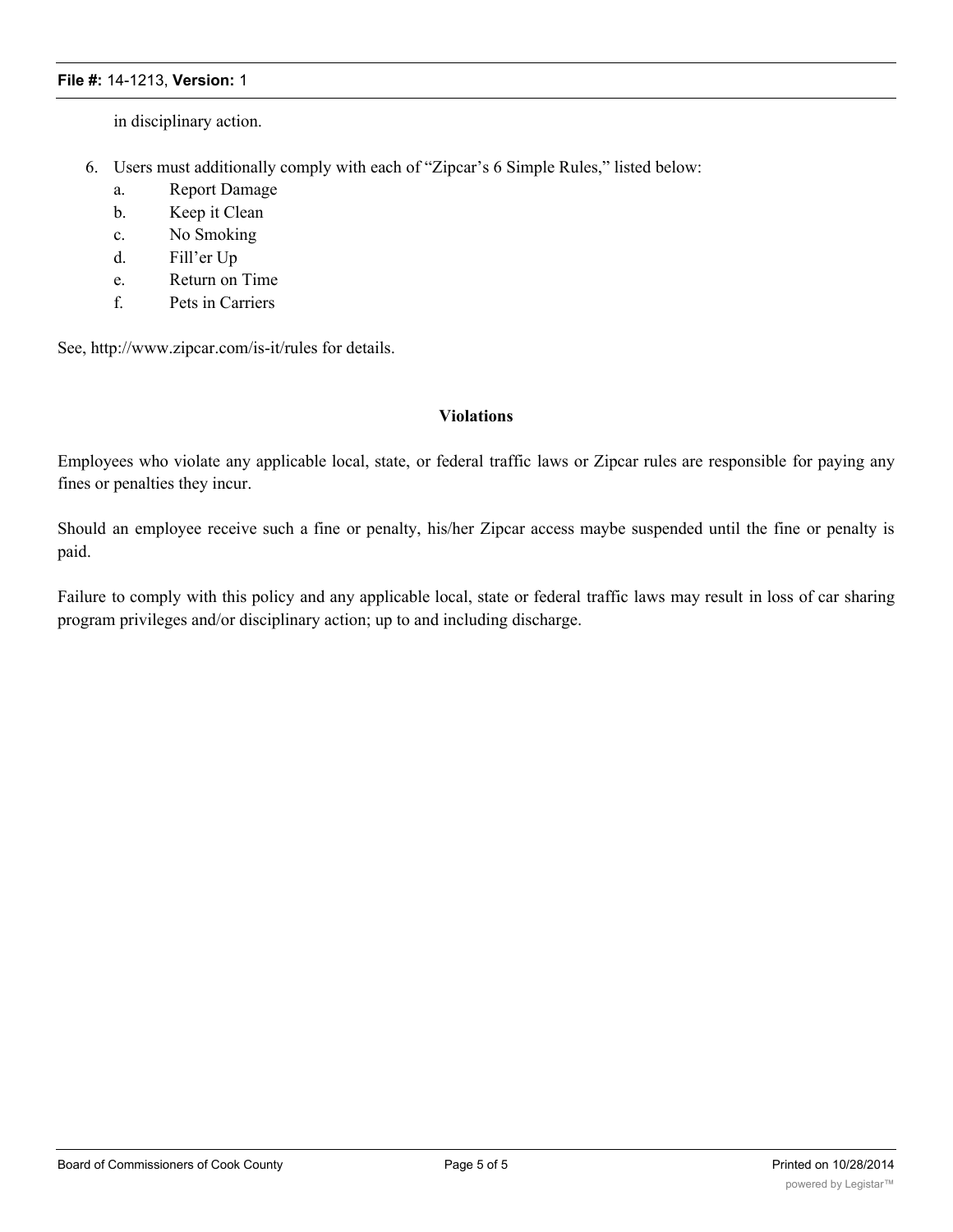in disciplinary action.

6. Users must additionally comply with each of "Zipcar's 6 Simple Rules," listed below:
   a. Report Damage
   b. Keep it Clean
   c. No Smoking
   d. Fill'er Up
   e. Return on Time
   f. Pets in Carriers

See, http://www.zipcar.com/is-it/rules for details.

**Violations**

Employees who violate any applicable local, state, or federal traffic laws or Zipcar rules are responsible for paying any fines or penalties they incur.

Should an employee receive such a fine or penalty, his/her Zipcar access maybe suspended until the fine or penalty is paid.

Failure to comply with this policy and any applicable local, state or federal traffic laws may result in loss of car sharing program privileges and/or disciplinary action; up to and including discharge.